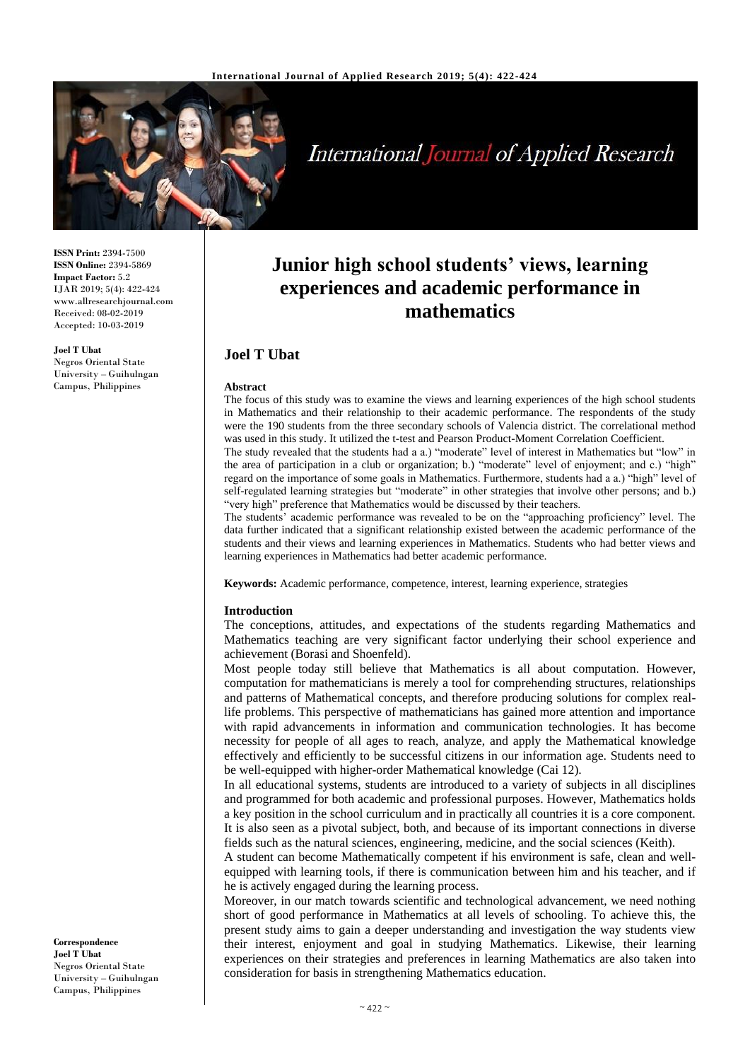**ISSN Print:** 2394-7500
**ISSN Online:** 2394-5869
**Impact Factor:** 5.2
IJAR 2019; 5(4): 422-424
www.allresearchjournal.com
Received: 08-02-2019
Accepted: 10-03-2019

**Joel T Ubat**
Negros Oriental State University – Guihulngan Campus, Philippines

**Correspondence**
**Joel T Ubat**
Negros Oriental State University – Guihulngan Campus, Philippines

# Junior high school students' views, learning experiences and academic performance in mathematics

## Joel T Ubat

### Abstract

The focus of this study was to examine the views and learning experiences of the high school students in Mathematics and their relationship to their academic performance. The respondents of the study were the 190 students from the three secondary schools of Valencia district. The correlational method was used in this study. It utilized the t-test and Pearson Product-Moment Correlation Coefficient.

The study revealed that the students had a a.) "moderate" level of interest in Mathematics but "low" in the area of participation in a club or organization; b.) "moderate" level of enjoyment; and c.) "high" regard on the importance of some goals in Mathematics. Furthermore, students had a a.) "high" level of self-regulated learning strategies but "moderate" in other strategies that involve other persons; and b.) "very high" preference that Mathematics would be discussed by their teachers.

The students' academic performance was revealed to be on the "approaching proficiency" level. The data further indicated that a significant relationship existed between the academic performance of the students and their views and learning experiences in Mathematics. Students who had better views and learning experiences in Mathematics had better academic performance.

**Keywords:** Academic performance, competence, interest, learning experience, strategies

### Introduction

The conceptions, attitudes, and expectations of the students regarding Mathematics and Mathematics teaching are very significant factor underlying their school experience and achievement (Borasi and Shoenfeld).

Most people today still believe that Mathematics is all about computation. However, computation for mathematicians is merely a tool for comprehending structures, relationships and patterns of Mathematical concepts, and therefore producing solutions for complex real-life problems. This perspective of mathematicians has gained more attention and importance with rapid advancements in information and communication technologies. It has become necessity for people of all ages to reach, analyze, and apply the Mathematical knowledge effectively and efficiently to be successful citizens in our information age. Students need to be well-equipped with higher-order Mathematical knowledge (Cai 12).

In all educational systems, students are introduced to a variety of subjects in all disciplines and programmed for both academic and professional purposes. However, Mathematics holds a key position in the school curriculum and in practically all countries it is a core component. It is also seen as a pivotal subject, both, and because of its important connections in diverse fields such as the natural sciences, engineering, medicine, and the social sciences (Keith).

A student can become Mathematically competent if his environment is safe, clean and well-equipped with learning tools, if there is communication between him and his teacher, and if he is actively engaged during the learning process.

Moreover, in our match towards scientific and technological advancement, we need nothing short of good performance in Mathematics at all levels of schooling. To achieve this, the present study aims to gain a deeper understanding and investigation the way students view their interest, enjoyment and goal in studying Mathematics. Likewise, their learning experiences on their strategies and preferences in learning Mathematics are also taken into consideration for basis in strengthening Mathematics education.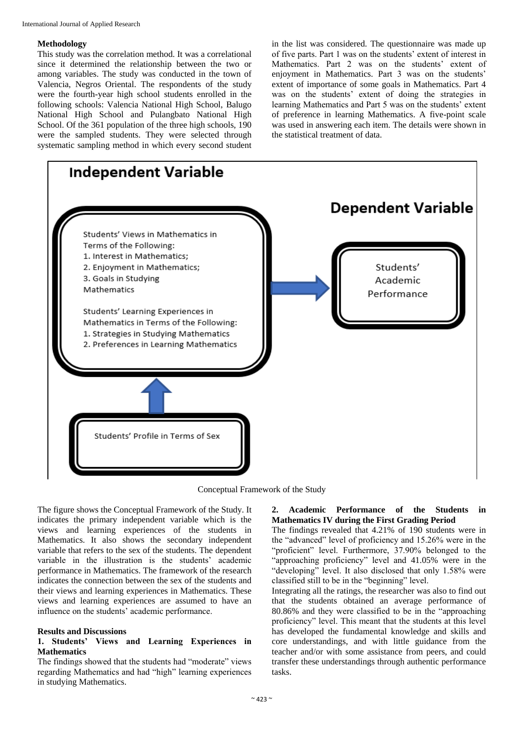### Methodology

This study was the correlation method. It was a correlational since it determined the relationship between the two or among variables. The study was conducted in the town of Valencia, Negros Oriental. The respondents of the study were the fourth-year high school students enrolled in the following schools: Valencia National High School, Balugo National High School and Pulangbato National High School. Of the 361 population of the three high schools, 190 were the sampled students. They were selected through systematic sampling method in which every second student in the list was considered. The questionnaire was made up of five parts. Part 1 was on the students' extent of interest in Mathematics. Part 2 was on the students' extent of enjoyment in Mathematics. Part 3 was on the students' extent of importance of some goals in Mathematics. Part 4 was on the students' extent of doing the strategies in learning Mathematics and Part 5 was on the students' extent of preference in learning Mathematics. A five-point scale was used in answering each item. The details were shown in the statistical treatment of data.

**Independent Variable**

Students' Views in Mathematics in Terms of the Following:
1. Interest in Mathematics;
2. Enjoyment in Mathematics;
3. Goals in Studying Mathematics

Students' Learning Experiences in Mathematics in Terms of the Following:
1. Strategies in Studying Mathematics
2. Preferences in Learning Mathematics

**Dependent Variable**

Students' Academic Performance

Students' Profile in Terms of Sex

Conceptual Framework of the Study

The figure shows the Conceptual Framework of the Study. It indicates the primary independent variable which is the views and learning experiences of the students in Mathematics. It also shows the secondary independent variable that refers to the sex of the students. The dependent variable in the illustration is the students' academic performance in Mathematics. The framework of the research indicates the connection between the sex of the students and their views and learning experiences in Mathematics. These views and learning experiences are assumed to have an influence on the students' academic performance.

### Results and Discussions

#### 1. Students' Views and Learning Experiences in Mathematics

The findings showed that the students had "moderate" views regarding Mathematics and had "high" learning experiences in studying Mathematics.

#### 2. Academic Performance of the Students in Mathematics IV during the First Grading Period

The findings revealed that 4.21% of 190 students were in the "advanced" level of proficiency and 15.26% were in the "proficient" level. Furthermore, 37.90% belonged to the "approaching proficiency" level and 41.05% were in the "developing" level. It also disclosed that only 1.58% were classified still to be in the "beginning" level.

Integrating all the ratings, the researcher was also to find out that the students obtained an average performance of 80.86% and they were classified to be in the "approaching proficiency" level. This meant that the students at this level has developed the fundamental knowledge and skills and core understandings, and with little guidance from the teacher and/or with some assistance from peers, and could transfer these understandings through authentic performance tasks.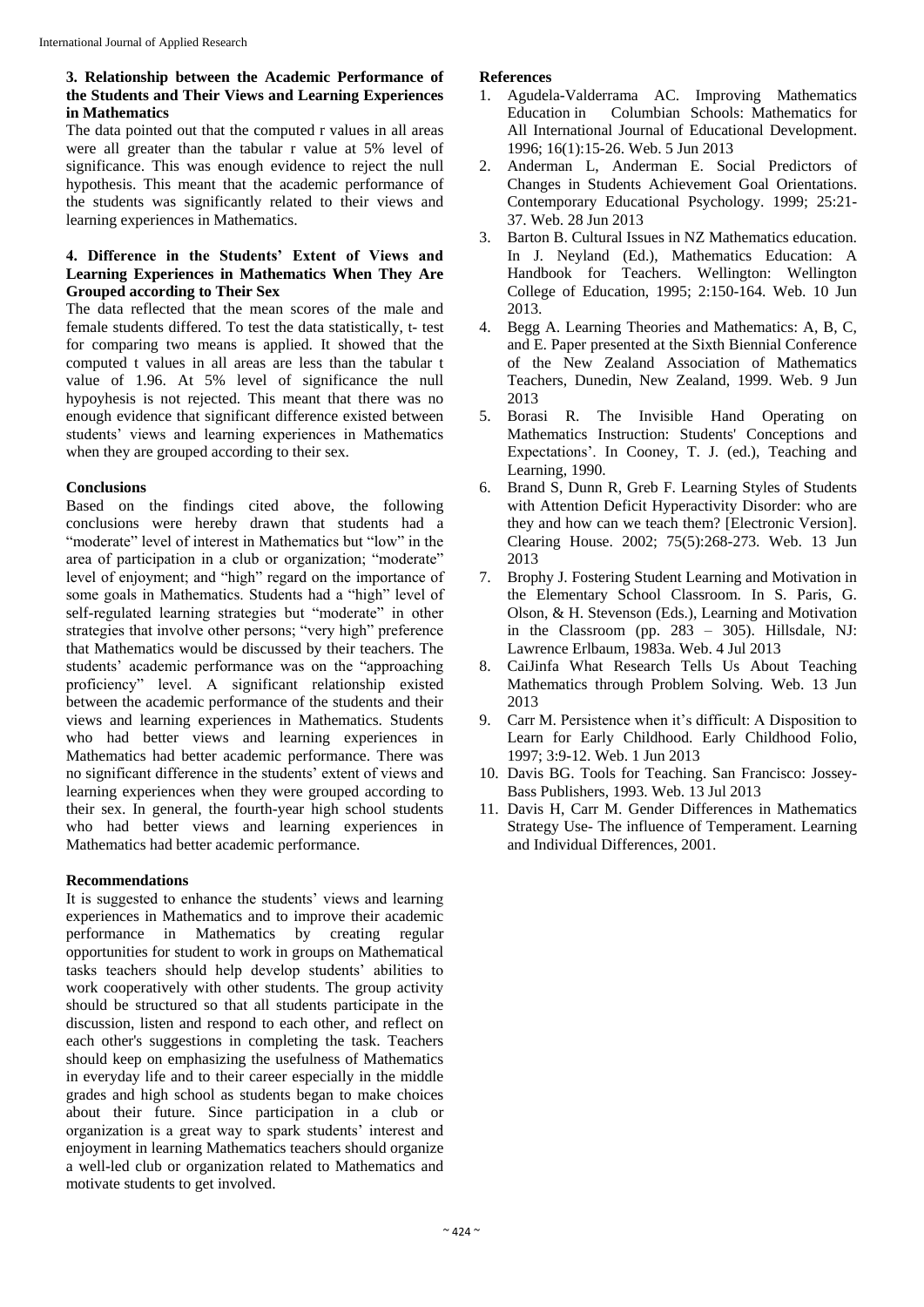### 3. Relationship between the Academic Performance of the Students and Their Views and Learning Experiences in Mathematics

The data pointed out that the computed r values in all areas were all greater than the tabular r value at 5% level of significance. This was enough evidence to reject the null hypothesis. This meant that the academic performance of the students was significantly related to their views and learning experiences in Mathematics.

### 4. Difference in the Students' Extent of Views and Learning Experiences in Mathematics When They Are Grouped according to Their Sex

The data reflected that the mean scores of the male and female students differed. To test the data statistically, t- test for comparing two means is applied. It showed that the computed t values in all areas are less than the tabular t value of 1.96. At 5% level of significance the null hypoyhesis is not rejected. This meant that there was no enough evidence that significant difference existed between students' views and learning experiences in Mathematics when they are grouped according to their sex.

## Conclusions

Based on the findings cited above, the following conclusions were hereby drawn that students had a "moderate" level of interest in Mathematics but "low" in the area of participation in a club or organization; "moderate" level of enjoyment; and "high" regard on the importance of some goals in Mathematics. Students had a "high" level of self-regulated learning strategies but "moderate" in other strategies that involve other persons; "very high" preference that Mathematics would be discussed by their teachers. The students' academic performance was on the "approaching proficiency" level. A significant relationship existed between the academic performance of the students and their views and learning experiences in Mathematics. Students who had better views and learning experiences in Mathematics had better academic performance. There was no significant difference in the students' extent of views and learning experiences when they were grouped according to their sex. In general, the fourth-year high school students who had better views and learning experiences in Mathematics had better academic performance.

## Recommendations

It is suggested to enhance the students' views and learning experiences in Mathematics and to improve their academic performance in Mathematics by creating regular opportunities for student to work in groups on Mathematical tasks teachers should help develop students' abilities to work cooperatively with other students. The group activity should be structured so that all students participate in the discussion, listen and respond to each other, and reflect on each other's suggestions in completing the task. Teachers should keep on emphasizing the usefulness of Mathematics in everyday life and to their career especially in the middle grades and high school as students began to make choices about their future. Since participation in a club or organization is a great way to spark students' interest and enjoyment in learning Mathematics teachers should organize a well-led club or organization related to Mathematics and motivate students to get involved.

## References

1. Agudela-Valderrama AC. Improving Mathematics Education in Columbian Schools: Mathematics for All International Journal of Educational Development. 1996; 16(1):15-26. Web. 5 Jun 2013
2. Anderman L, Anderman E. Social Predictors of Changes in Students Achievement Goal Orientations. Contemporary Educational Psychology. 1999; 25:21-37. Web. 28 Jun 2013
3. Barton B. Cultural Issues in NZ Mathematics education. In J. Neyland (Ed.), Mathematics Education: A Handbook for Teachers. Wellington: Wellington College of Education, 1995; 2:150-164. Web. 10 Jun 2013.
4. Begg A. Learning Theories and Mathematics: A, B, C, and E. Paper presented at the Sixth Biennial Conference of the New Zealand Association of Mathematics Teachers, Dunedin, New Zealand, 1999. Web. 9 Jun 2013
5. Borasi R. The Invisible Hand Operating on Mathematics Instruction: Students' Conceptions and Expectations'. In Cooney, T. J. (ed.), Teaching and Learning, 1990.
6. Brand S, Dunn R, Greb F. Learning Styles of Students with Attention Deficit Hyperactivity Disorder: who are they and how can we teach them? [Electronic Version]. Clearing House. 2002; 75(5):268-273. Web. 13 Jun 2013
7. Brophy J. Fostering Student Learning and Motivation in the Elementary School Classroom. In S. Paris, G. Olson, & H. Stevenson (Eds.), Learning and Motivation in the Classroom (pp. 283 – 305). Hillsdale, NJ: Lawrence Erlbaum, 1983a. Web. 4 Jul 2013
8. CaiJinfa What Research Tells Us About Teaching Mathematics through Problem Solving. Web. 13 Jun 2013
9. Carr M. Persistence when it's difficult: A Disposition to Learn for Early Childhood. Early Childhood Folio, 1997; 3:9-12. Web. 1 Jun 2013
10. Davis BG. Tools for Teaching. San Francisco: Jossey-Bass Publishers, 1993. Web. 13 Jul 2013
11. Davis H, Carr M. Gender Differences in Mathematics Strategy Use- The influence of Temperament. Learning and Individual Differences, 2001.